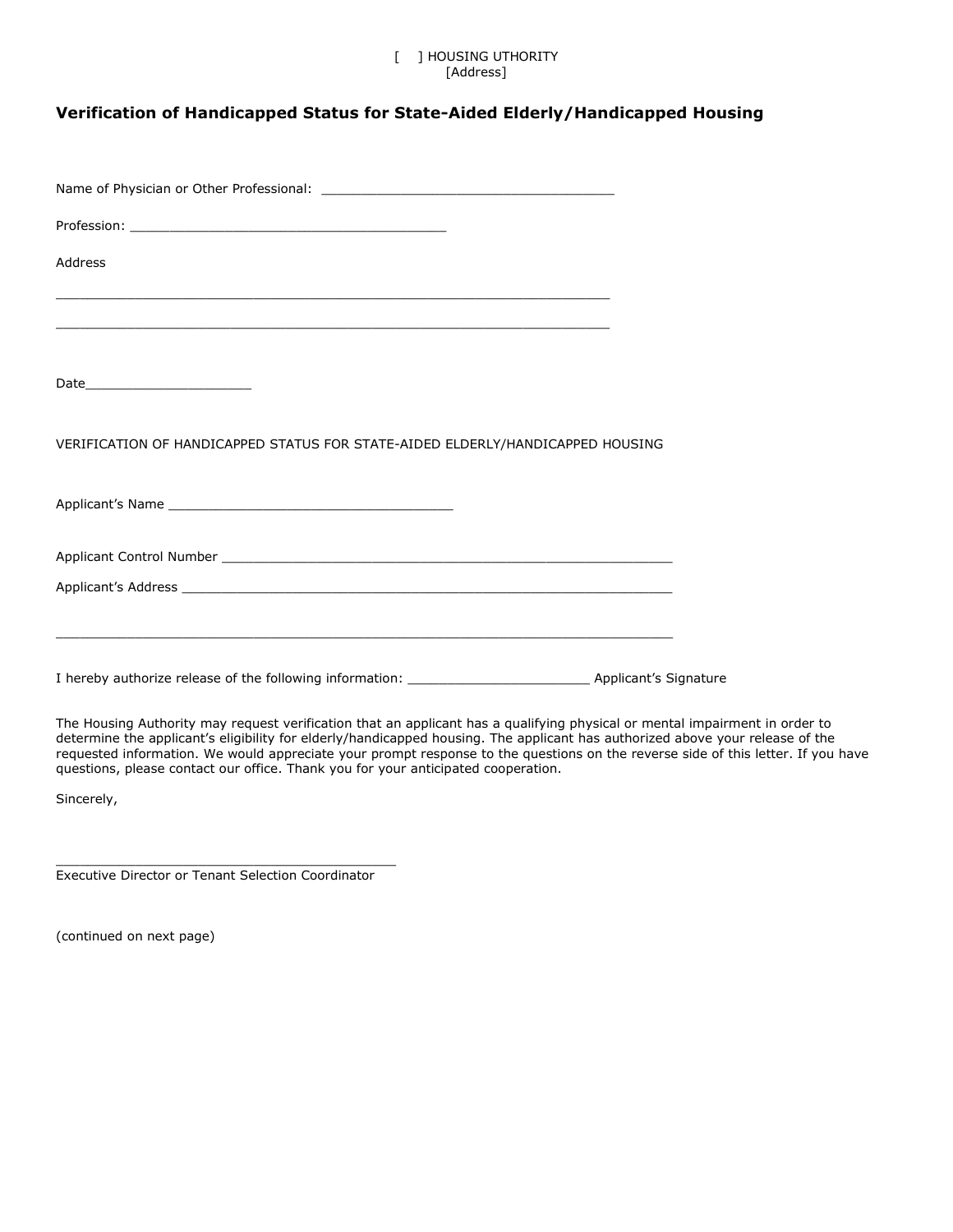[ ] HOUSING UTHORITY
[Address]

## Verification of Handicapped Status for State-Aided Elderly/Handicapped Housing

Name of Physician or Other Professional: ______________________________________

Profession: ________________________________________

Address

________________________________________________________________________

________________________________________________________________________

Date______________________

VERIFICATION OF HANDICAPPED STATUS FOR STATE-AIDED ELDERLY/HANDICAPPED HOUSING

Applicant's Name ______________________________________

Applicant Control Number ____________________________________________________________

Applicant's Address ________________________________________________________________

________________________________________________________________________________

I hereby authorize release of the following information: ________________________ Applicant's Signature

The Housing Authority may request verification that an applicant has a qualifying physical or mental impairment in order to determine the applicant's eligibility for elderly/handicapped housing. The applicant has authorized above your release of the requested information. We would appreciate your prompt response to the questions on the reverse side of this letter. If you have questions, please contact our office. Thank you for your anticipated cooperation.

Sincerely,

_____________________________________________
Executive Director or Tenant Selection Coordinator

(continued on next page)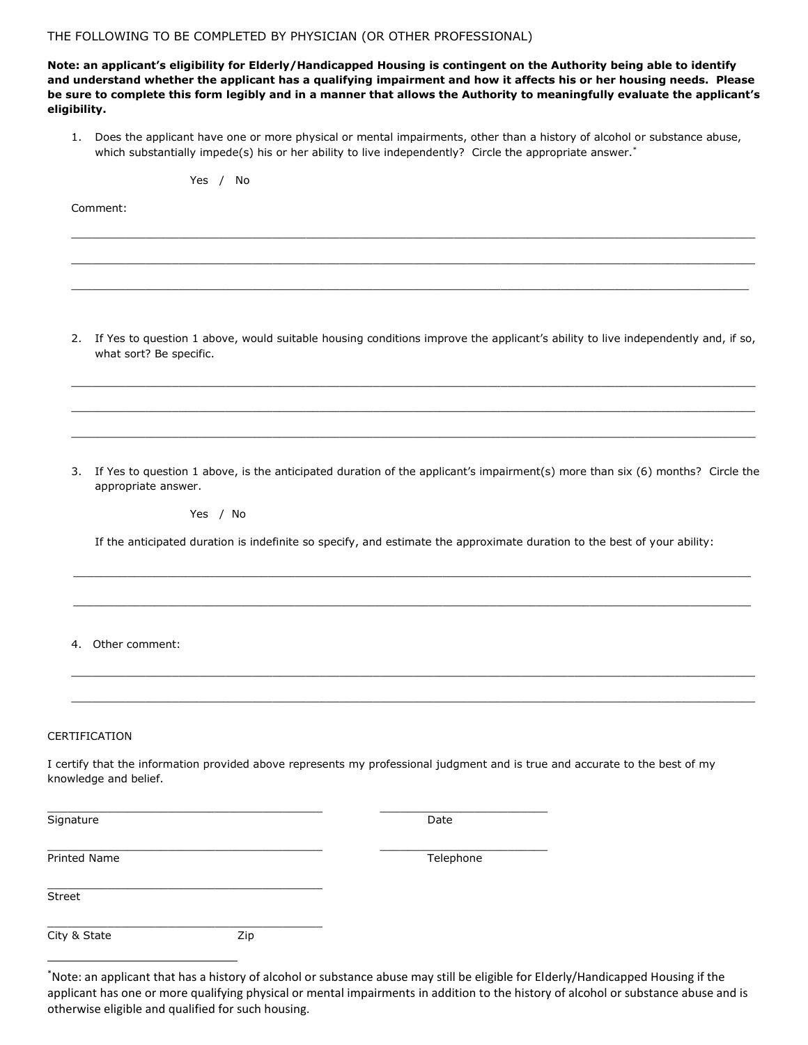THE FOLLOWING TO BE COMPLETED BY PHYSICIAN (OR OTHER PROFESSIONAL)

**Note: an applicant's eligibility for Elderly/Handicapped Housing is contingent on the Authority being able to identify and understand whether the applicant has a qualifying impairment and how it affects his or her housing needs. Please be sure to complete this form legibly and in a manner that allows the Authority to meaningfully evaluate the applicant's eligibility.**

1. Does the applicant have one or more physical or mental impairments, other than a history of alcohol or substance abuse, which substantially impede(s) his or her ability to live independently? Circle the appropriate answer.*

   Yes / No

   Comment:

   ___________________________________________________________________________

   ___________________________________________________________________________

   ___________________________________________________________________________

2. If Yes to question 1 above, would suitable housing conditions improve the applicant's ability to live independently and, if so, what sort? Be specific.

   ___________________________________________________________________________

   ___________________________________________________________________________

   ___________________________________________________________________________

3. If Yes to question 1 above, is the anticipated duration of the applicant's impairment(s) more than six (6) months? Circle the appropriate answer.

   Yes / No

   If the anticipated duration is indefinite so specify, and estimate the approximate duration to the best of your ability:

   ___________________________________________________________________________

   ___________________________________________________________________________

4. Other comment:

   ___________________________________________________________________________

   ___________________________________________________________________________

CERTIFICATION

I certify that the information provided above represents my professional judgment and is true and accurate to the best of my knowledge and belief.

_______________________________ _______________________

Signature Date

_______________________________ _______________________

Printed Name Telephone

_______________________________

Street

_______________________________

City & State Zip

---

*Note: an applicant that has a history of alcohol or substance abuse may still be eligible for Elderly/Handicapped Housing if the applicant has one or more qualifying physical or mental impairments in addition to the history of alcohol or substance abuse and is otherwise eligible and qualified for such housing.